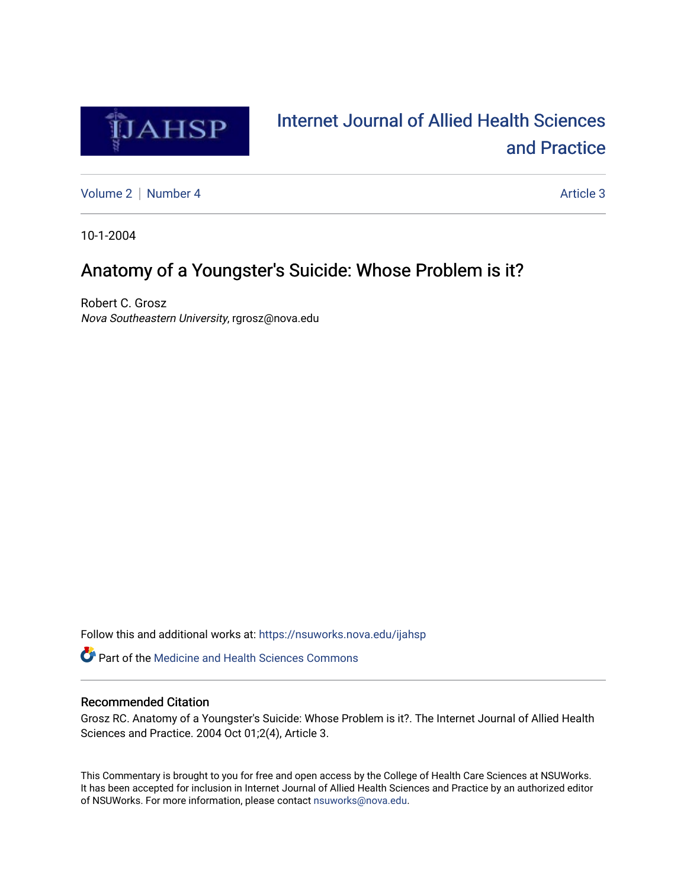# Internet Journal of Allied Health Sciences and Practice

Volume 2 | Number 4 — Article 3

10-1-2004

## Anatomy of a Youngster's Suicide: Whose Problem is it?

Robert C. Grosz
*Nova Southeastern University*, rgrosz@nova.edu

Follow this and additional works at: https://nsuworks.nova.edu/ijahsp

Part of the Medicine and Health Sciences Commons

### Recommended Citation

Grosz RC. Anatomy of a Youngster's Suicide: Whose Problem is it?. The Internet Journal of Allied Health Sciences and Practice. 2004 Oct 01;2(4), Article 3.

This Commentary is brought to you for free and open access by the College of Health Care Sciences at NSUWorks. It has been accepted for inclusion in Internet Journal of Allied Health Sciences and Practice by an authorized editor of NSUWorks. For more information, please contact nsuworks@nova.edu.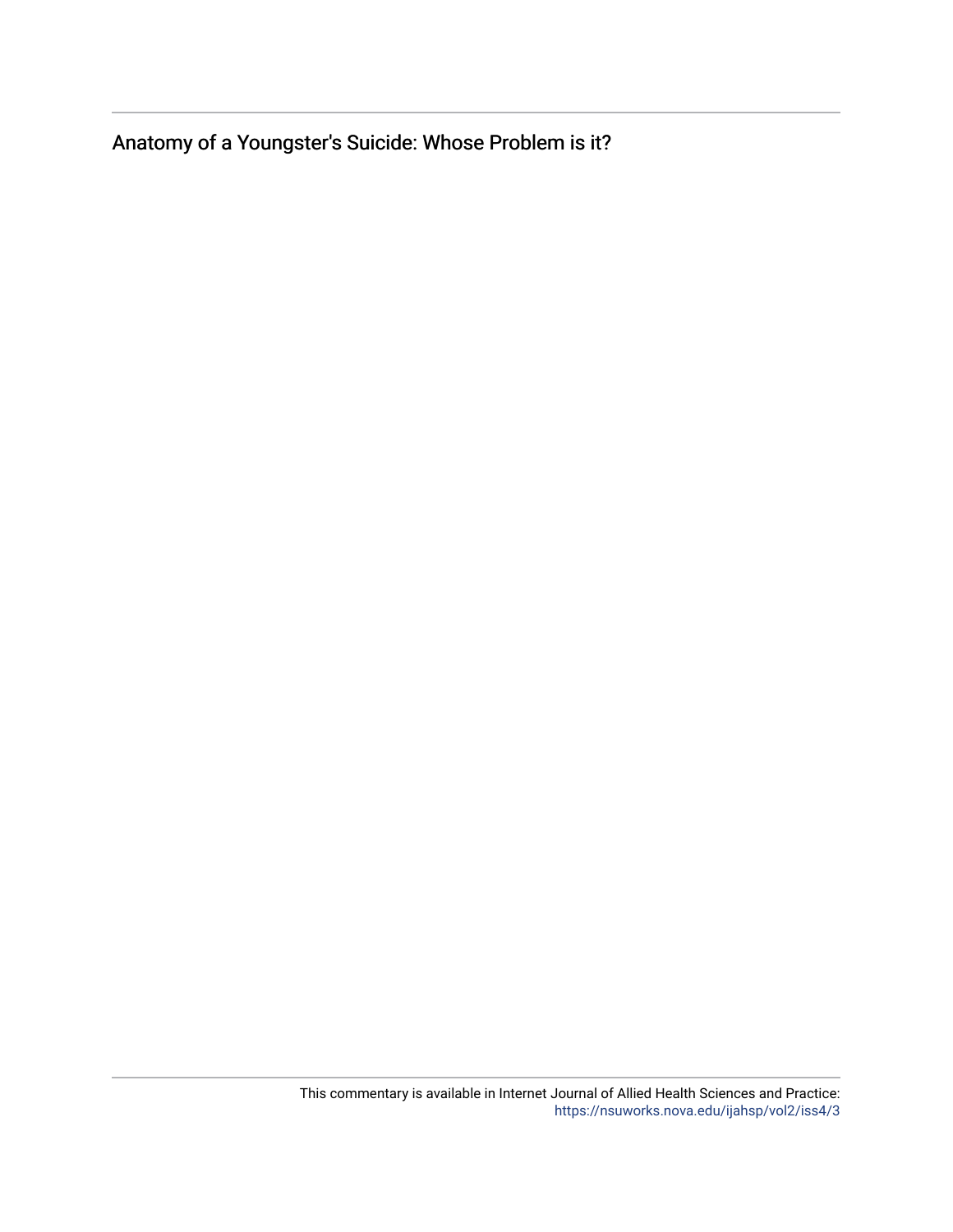Anatomy of a Youngster's Suicide: Whose Problem is it?

This commentary is available in Internet Journal of Allied Health Sciences and Practice: https://nsuworks.nova.edu/ijahsp/vol2/iss4/3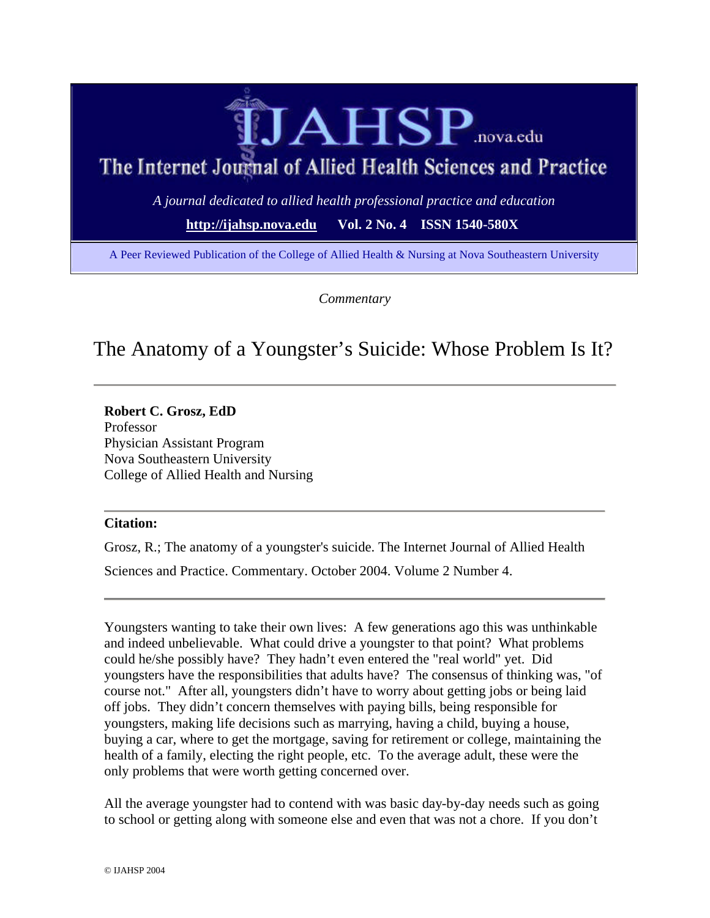IJAHSP.nova.edu

The Internet Journal of Allied Health Sciences and Practice

*A journal dedicated to allied health professional practice and education*

**http://ijahsp.nova.edu** **Vol. 2 No. 4** **ISSN 1540-580X**

A Peer Reviewed Publication of the College of Allied Health & Nursing at Nova Southeastern University

*Commentary*

# The Anatomy of a Youngster's Suicide: Whose Problem Is It?

**Robert C. Grosz, EdD**
Professor
Physician Assistant Program
Nova Southeastern University
College of Allied Health and Nursing

**Citation:**

Grosz, R.; The anatomy of a youngster's suicide. The Internet Journal of Allied Health Sciences and Practice. Commentary. October 2004. Volume 2 Number 4.

Youngsters wanting to take their own lives: A few generations ago this was unthinkable and indeed unbelievable. What could drive a youngster to that point? What problems could he/she possibly have? They hadn't even entered the "real world" yet. Did youngsters have the responsibilities that adults have? The consensus of thinking was, "of course not." After all, youngsters didn't have to worry about getting jobs or being laid off jobs. They didn't concern themselves with paying bills, being responsible for youngsters, making life decisions such as marrying, having a child, buying a house, buying a car, where to get the mortgage, saving for retirement or college, maintaining the health of a family, electing the right people, etc. To the average adult, these were the only problems that were worth getting concerned over.

All the average youngster had to contend with was basic day-by-day needs such as going to school or getting along with someone else and even that was not a chore. If you don't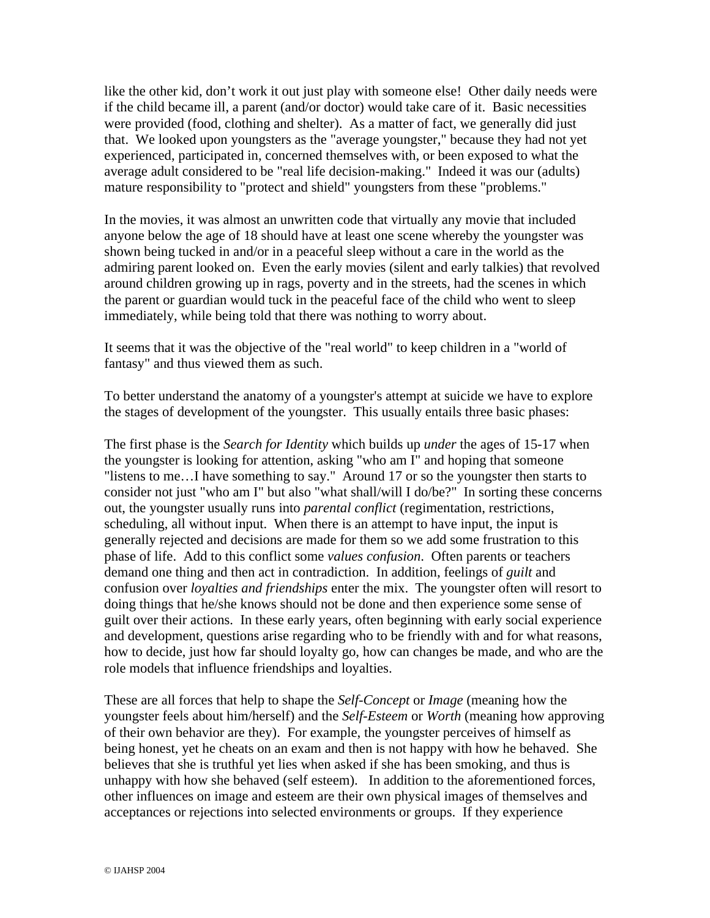like the other kid, don't work it out just play with someone else! Other daily needs were if the child became ill, a parent (and/or doctor) would take care of it. Basic necessities were provided (food, clothing and shelter). As a matter of fact, we generally did just that. We looked upon youngsters as the "average youngster," because they had not yet experienced, participated in, concerned themselves with, or been exposed to what the average adult considered to be "real life decision-making." Indeed it was our (adults) mature responsibility to "protect and shield" youngsters from these "problems."

In the movies, it was almost an unwritten code that virtually any movie that included anyone below the age of 18 should have at least one scene whereby the youngster was shown being tucked in and/or in a peaceful sleep without a care in the world as the admiring parent looked on. Even the early movies (silent and early talkies) that revolved around children growing up in rags, poverty and in the streets, had the scenes in which the parent or guardian would tuck in the peaceful face of the child who went to sleep immediately, while being told that there was nothing to worry about.

It seems that it was the objective of the "real world" to keep children in a "world of fantasy" and thus viewed them as such.

To better understand the anatomy of a youngster's attempt at suicide we have to explore the stages of development of the youngster. This usually entails three basic phases:

The first phase is the *Search for Identity* which builds up *under* the ages of 15-17 when the youngster is looking for attention, asking "who am I" and hoping that someone "listens to me…I have something to say." Around 17 or so the youngster then starts to consider not just "who am I" but also "what shall/will I do/be?" In sorting these concerns out, the youngster usually runs into *parental conflict* (regimentation, restrictions, scheduling, all without input. When there is an attempt to have input, the input is generally rejected and decisions are made for them so we add some frustration to this phase of life. Add to this conflict some *values confusion*. Often parents or teachers demand one thing and then act in contradiction. In addition, feelings of *guilt* and confusion over *loyalties and friendships* enter the mix. The youngster often will resort to doing things that he/she knows should not be done and then experience some sense of guilt over their actions. In these early years, often beginning with early social experience and development, questions arise regarding who to be friendly with and for what reasons, how to decide, just how far should loyalty go, how can changes be made, and who are the role models that influence friendships and loyalties.

These are all forces that help to shape the *Self-Concept* or *Image* (meaning how the youngster feels about him/herself) and the *Self-Esteem* or *Worth* (meaning how approving of their own behavior are they). For example, the youngster perceives of himself as being honest, yet he cheats on an exam and then is not happy with how he behaved. She believes that she is truthful yet lies when asked if she has been smoking, and thus is unhappy with how she behaved (self esteem). In addition to the aforementioned forces, other influences on image and esteem are their own physical images of themselves and acceptances or rejections into selected environments or groups. If they experience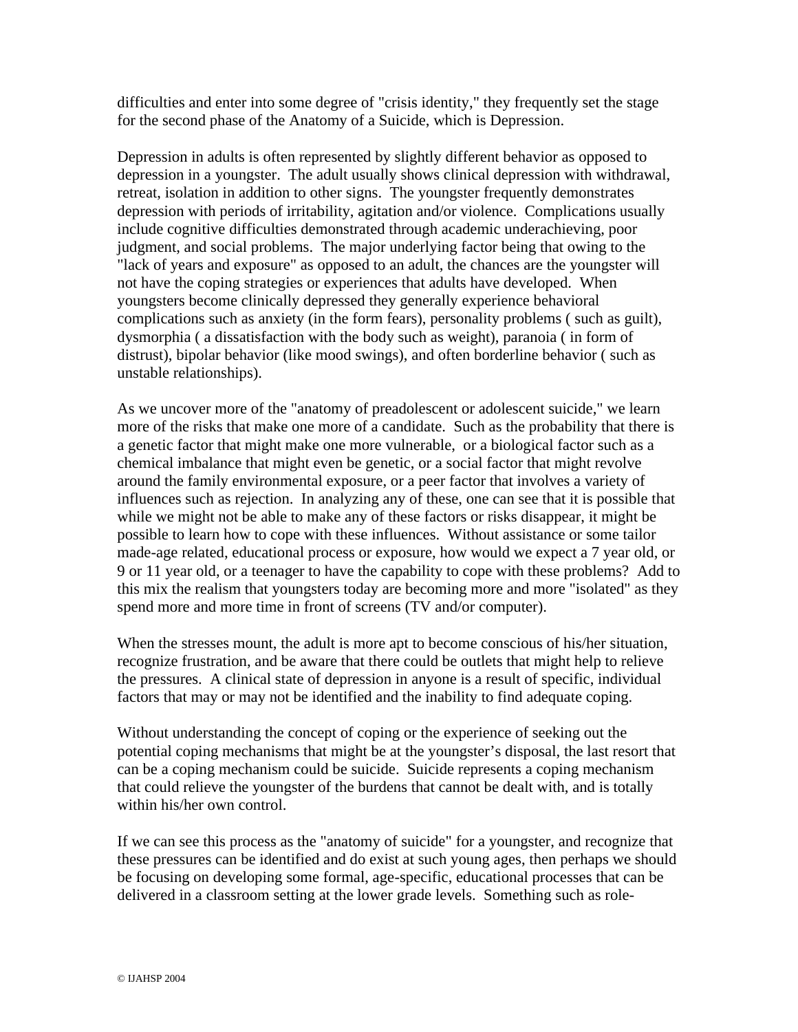difficulties and enter into some degree of "crisis identity," they frequently set the stage for the second phase of the Anatomy of a Suicide, which is Depression.

Depression in adults is often represented by slightly different behavior as opposed to depression in a youngster. The adult usually shows clinical depression with withdrawal, retreat, isolation in addition to other signs. The youngster frequently demonstrates depression with periods of irritability, agitation and/or violence. Complications usually include cognitive difficulties demonstrated through academic underachieving, poor judgment, and social problems. The major underlying factor being that owing to the "lack of years and exposure" as opposed to an adult, the chances are the youngster will not have the coping strategies or experiences that adults have developed. When youngsters become clinically depressed they generally experience behavioral complications such as anxiety (in the form fears), personality problems ( such as guilt), dysmorphia ( a dissatisfaction with the body such as weight), paranoia ( in form of distrust), bipolar behavior (like mood swings), and often borderline behavior ( such as unstable relationships).

As we uncover more of the "anatomy of preadolescent or adolescent suicide," we learn more of the risks that make one more of a candidate. Such as the probability that there is a genetic factor that might make one more vulnerable, or a biological factor such as a chemical imbalance that might even be genetic, or a social factor that might revolve around the family environmental exposure, or a peer factor that involves a variety of influences such as rejection. In analyzing any of these, one can see that it is possible that while we might not be able to make any of these factors or risks disappear, it might be possible to learn how to cope with these influences. Without assistance or some tailor made-age related, educational process or exposure, how would we expect a 7 year old, or 9 or 11 year old, or a teenager to have the capability to cope with these problems? Add to this mix the realism that youngsters today are becoming more and more "isolated" as they spend more and more time in front of screens (TV and/or computer).

When the stresses mount, the adult is more apt to become conscious of his/her situation, recognize frustration, and be aware that there could be outlets that might help to relieve the pressures. A clinical state of depression in anyone is a result of specific, individual factors that may or may not be identified and the inability to find adequate coping.

Without understanding the concept of coping or the experience of seeking out the potential coping mechanisms that might be at the youngster's disposal, the last resort that can be a coping mechanism could be suicide. Suicide represents a coping mechanism that could relieve the youngster of the burdens that cannot be dealt with, and is totally within his/her own control.

If we can see this process as the "anatomy of suicide" for a youngster, and recognize that these pressures can be identified and do exist at such young ages, then perhaps we should be focusing on developing some formal, age-specific, educational processes that can be delivered in a classroom setting at the lower grade levels. Something such as role-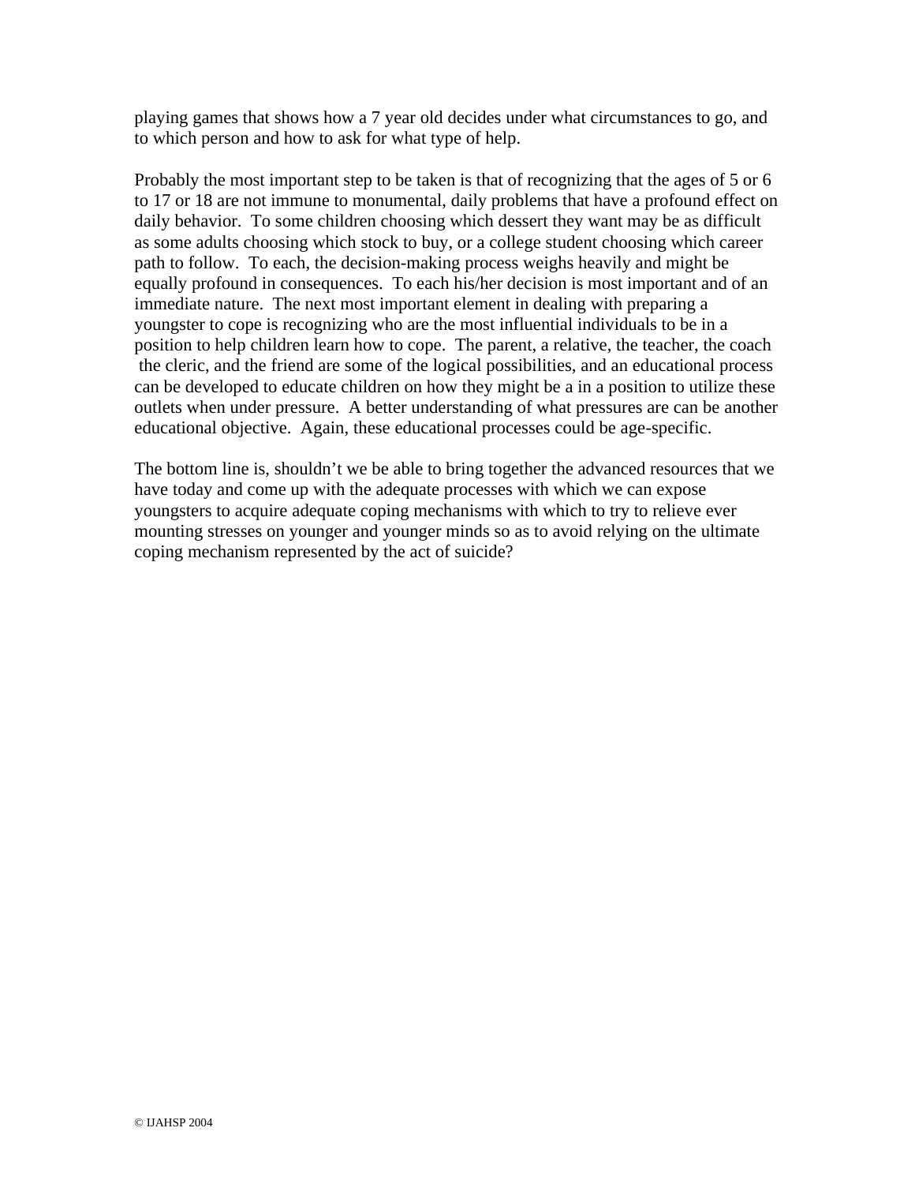playing games that shows how a 7 year old decides under what circumstances to go, and to which person and how to ask for what type of help.

Probably the most important step to be taken is that of recognizing that the ages of 5 or 6 to 17 or 18 are not immune to monumental, daily problems that have a profound effect on daily behavior.  To some children choosing which dessert they want may be as difficult as some adults choosing which stock to buy, or a college student choosing which career path to follow.  To each, the decision-making process weighs heavily and might be equally profound in consequences.  To each his/her decision is most important and of an immediate nature.  The next most important element in dealing with preparing a youngster to cope is recognizing who are the most influential individuals to be in a position to help children learn how to cope.  The parent, a relative, the teacher, the coach  the cleric, and the friend are some of the logical possibilities, and an educational process can be developed to educate children on how they might be a in a position to utilize these outlets when under pressure.  A better understanding of what pressures are can be another educational objective.  Again, these educational processes could be age-specific.

The bottom line is, shouldn't we be able to bring together the advanced resources that we have today and come up with the adequate processes with which we can expose youngsters to acquire adequate coping mechanisms with which to try to relieve ever mounting stresses on younger and younger minds so as to avoid relying on the ultimate coping mechanism represented by the act of suicide?